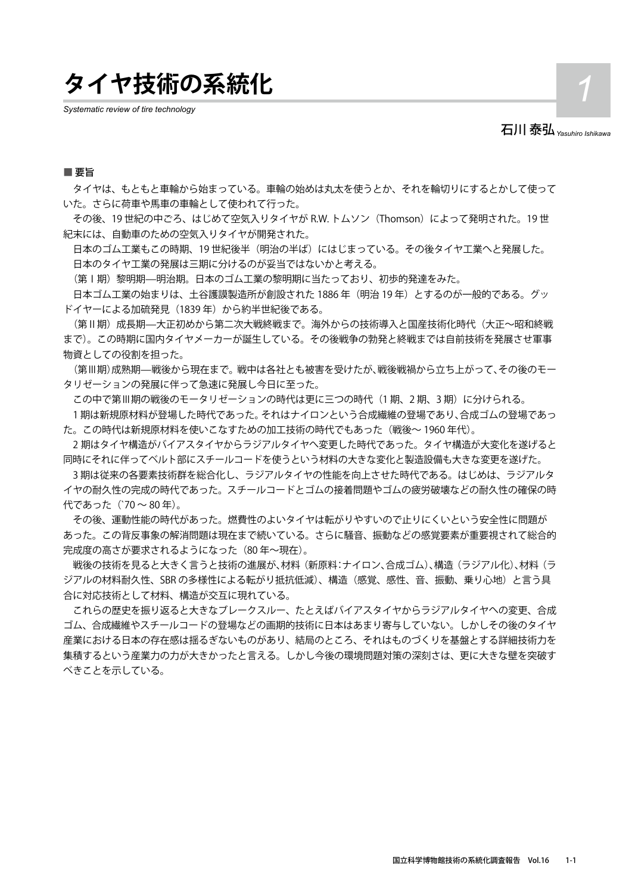# タイヤ技術の系統化

*Systematic review of tire technology*

1

石川 泰弘 *Yasuhiro Ishikawa*

■ **要旨**

タイヤは、もともと車輪から始まっている。車輪の始めは丸太を使うとか、それを輪切りにするとかして使っていた。さらに荷車や馬車の車輪として使われて行った。

その後、19 世紀の中ごろ、はじめて空気入りタイヤが R.W. トムソン（Thomson）によって発明された。19 世紀末には、自動車のための空気入りタイヤが開発された。

日本のゴム工業もこの時期、19 世紀後半（明治の半ば）にはじまっている。その後タイヤ工業へと発展した。

日本のタイヤ工業の発展は三期に分けるのが妥当ではないかと考える。

（第Ⅰ期）黎明期—明治期。日本のゴム工業の黎明期に当たっており、初歩的発達をみた。

日本ゴム工業の始まりは、土谷護謨製造所が創設された 1886 年（明治 19 年）とするのが一般的である。グッドイヤーによる加硫発見（1839 年）から約半世紀後である。

（第Ⅱ期）成長期—大正初めから第二次大戦終戦まで。海外からの技術導入と国産技術化時代（大正〜昭和終戦まで）。この時期に国内タイヤメーカーが誕生している。その後戦争の勃発と終戦までは自前技術を発展させ軍事物資としての役割を担った。

（第Ⅲ期）成熟期—戦後から現在まで。戦中は各社とも被害を受けたが、戦後戦禍から立ち上がって、その後のモータリゼーションの発展に伴って急速に発展し今日に至った。

この中で第Ⅲ期の戦後のモータリゼーションの時代は更に三つの時代（1 期、2 期、3 期）に分けられる。

1 期は新規原材料が登場した時代であった。それはナイロンという合成繊維の登場であり、合成ゴムの登場であった。この時代は新規原材料を使いこなすための加工技術の時代でもあった（戦後〜 1960 年代）。

2 期はタイヤ構造がバイアスタイヤからラジアルタイヤへ変更した時代であった。タイヤ構造が大変化を遂げると同時にそれに伴ってベルト部にスチールコードを使うという材料の大きな変化と製造設備も大きな変更を遂げた。

3 期は従来の各要素技術群を総合化し、ラジアルタイヤの性能を向上させた時代である。はじめは、ラジアルタイヤの耐久性の完成の時代であった。スチールコードとゴムの接着問題やゴムの疲労破壊などの耐久性の確保の時代であった（`70 〜 80 年）。

その後、運動性能の時代があった。燃費性のよいタイヤは転がりやすいので止りにくいという安全性に問題があった。この背反事象の解消問題は現在まで続いている。さらに騒音、振動などの感覚要素が重要視されて総合的完成度の高さが要求されるようになった（80 年〜現在）。

戦後の技術を見ると大きく言うと技術の進展が、材料（新原料：ナイロン、合成ゴム）、構造（ラジアル化）、材料（ラジアルの材料耐久性、SBR の多様性による転がり抵抗低減）、構造（感覚、感性、音、振動、乗り心地）と言う具合に対応技術として材料、構造が交互に現れている。

これらの歴史を振り返ると大きなブレークスルー、たとえばバイアスタイヤからラジアルタイヤへの変更、合成ゴム、合成繊維やスチールコードの登場などの画期的技術に日本はあまり寄与していない。しかしその後のタイヤ産業における日本の存在感は揺るぎないものがあり、結局のところ、それはものづくりを基盤とする詳細技術力を集積するという産業力の力が大きかったと言える。しかし今後の環境問題対策の深刻さは、更に大きな壁を突破すべきことを示している。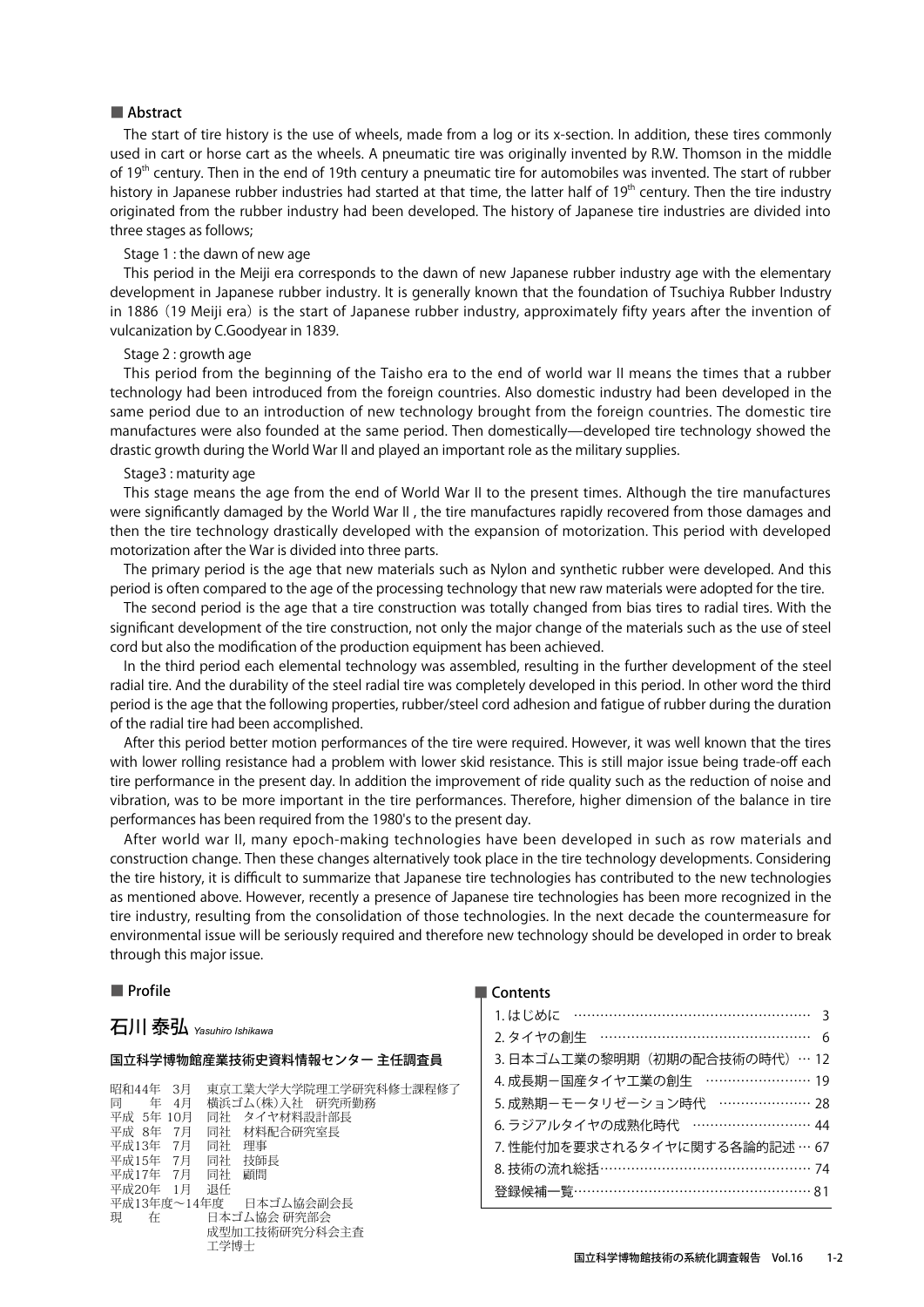## ■ Abstract

The start of tire history is the use of wheels, made from a log or its x-section. In addition, these tires commonly used in cart or horse cart as the wheels. A pneumatic tire was originally invented by R.W. Thomson in the middle of 19th century. Then in the end of 19th century a pneumatic tire for automobiles was invented. The start of rubber history in Japanese rubber industries had started at that time, the latter half of 19th century. Then the tire industry originated from the rubber industry had been developed. The history of Japanese tire industries are divided into three stages as follows;

Stage 1 : the dawn of new age

This period in the Meiji era corresponds to the dawn of new Japanese rubber industry age with the elementary development in Japanese rubber industry. It is generally known that the foundation of Tsuchiya Rubber Industry in 1886 (19 Meiji era) is the start of Japanese rubber industry, approximately fifty years after the invention of vulcanization by C.Goodyear in 1839.

Stage 2 : growth age

This period from the beginning of the Taisho era to the end of world war II means the times that a rubber technology had been introduced from the foreign countries. Also domestic industry had been developed in the same period due to an introduction of new technology brought from the foreign countries. The domestic tire manufactures were also founded at the same period. Then domestically—developed tire technology showed the drastic growth during the World War II and played an important role as the military supplies.

Stage3 : maturity age

This stage means the age from the end of World War II to the present times. Although the tire manufactures were significantly damaged by the World War II , the tire manufactures rapidly recovered from those damages and then the tire technology drastically developed with the expansion of motorization. This period with developed motorization after the War is divided into three parts.

The primary period is the age that new materials such as Nylon and synthetic rubber were developed. And this period is often compared to the age of the processing technology that new raw materials were adopted for the tire.

The second period is the age that a tire construction was totally changed from bias tires to radial tires. With the significant development of the tire construction, not only the major change of the materials such as the use of steel cord but also the modification of the production equipment has been achieved.

In the third period each elemental technology was assembled, resulting in the further development of the steel radial tire. And the durability of the steel radial tire was completely developed in this period. In other word the third period is the age that the following properties, rubber/steel cord adhesion and fatigue of rubber during the duration of the radial tire had been accomplished.

After this period better motion performances of the tire were required. However, it was well known that the tires with lower rolling resistance had a problem with lower skid resistance. This is still major issue being trade-off each tire performance in the present day. In addition the improvement of ride quality such as the reduction of noise and vibration, was to be more important in the tire performances. Therefore, higher dimension of the balance in tire performances has been required from the 1980's to the present day.

After world war II, many epoch-making technologies have been developed in such as row materials and construction change. Then these changes alternatively took place in the tire technology developments. Considering the tire history, it is difficult to summarize that Japanese tire technologies has contributed to the new technologies as mentioned above. However, recently a presence of Japanese tire technologies has been more recognized in the tire industry, resulting from the consolidation of those technologies. In the next decade the countermeasure for environmental issue will be seriously required and therefore new technology should be developed in order to break through this major issue.

## ■ Profile

### 石川 泰弘 *Yasuhiro Ishikawa*

**国立科学博物館産業技術史資料情報センター 主任調査員**

昭和44年 3月　東京工業大学院理工学研究科修士課程修了
同　　年 4月　横浜ゴム(株)入社　研究所勤務
平成 5年 10月　同社　タイヤ材料設計部長
平成 8年 7月　同社　材料配合研究室長
平成13年 7月　同社　理事
平成15年 7月　同社　技師長
平成17年 7月　同社　顧問
平成20年 1月　退任
平成13年度～14年度　日本ゴム協会副会長
現　　在　日本ゴム協会 研究部会
　　　　　成型加工技術研究分科会主査
　　　　　工学博士

## ■ Contents

1. はじめに …… 3
2. タイヤの創生 …… 6
3. 日本ゴム工業の黎明期（初期の配合技術の時代）… 12
4. 成長期ー国産タイヤ工業の創生 …… 19
5. 成熟期ーモータリゼーション時代 …… 28
6. ラジアルタイヤの成熟化時代 …… 44
7. 性能付加を要求されるタイヤに関する各論的記述 … 67
8. 技術の流れ総括 …… 74

登録候補一覧 …… 81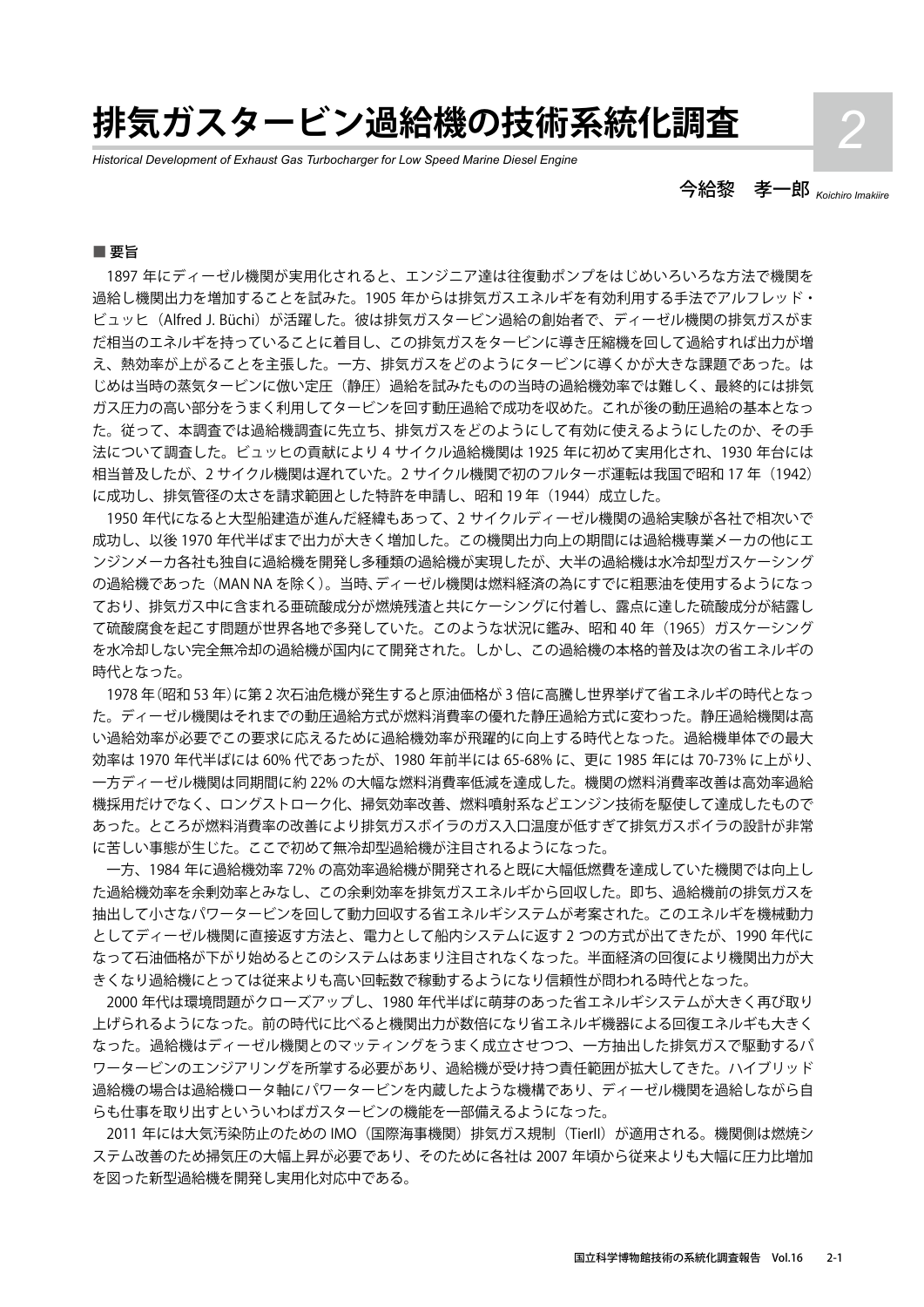# 排気ガスタービン過給機の技術系統化調査

*Historical Development of Exhaust Gas Turbocharger for Low Speed Marine Diesel Engine*

2

今給黎　孝一郎 *Koichiro Imakiire*

## ■ 要旨

1897 年にディーゼル機関が実用化されると、エンジニア達は往復動ポンプをはじめいろいろな方法で機関を過給し機関出力を増加することを試みた。1905 年からは排気ガスエネルギを有効利用する手法でアルフレッド・ビュッヒ（Alfred J. Büchi）が活躍した。彼は排気ガスタービン過給の創始者で、ディーゼル機関の排気ガスがまだ相当のエネルギを持っていることに着目し、この排気ガスをタービンに導き圧縮機を回して過給すれば出力が増え、熱効率が上がることを主張した。一方、排気ガスをどのようにタービンに導くかが大きな課題であった。はじめは当時の蒸気タービンに倣い定圧（静圧）過給を試みたものの当時の過給機効率では難しく、最終的には排気ガス圧力の高い部分をうまく利用してタービンを回す動圧過給で成功を収めた。これが後の動圧過給の基本となった。従って、本調査では過給機調査に先立ち、排気ガスをどのようにして有効に使えるようにしたのか、その手法について調査した。ビュッヒの貢献により 4 サイクル過給機関は 1925 年に初めて実用化され、1930 年台には相当普及したが、2 サイクル機関は遅れていた。2 サイクル機関で初のフルターボ運転は我国で昭和 17 年（1942）に成功し、排気管径の太さを請求範囲とした特許を申請し、昭和 19 年（1944）成立した。

1950 年代になると大型船建造が進んだ経緯もあって、2 サイクルディーゼル機関の過給実験が各社で相次いで成功し、以後 1970 年代半ばまで出力が大きく増加した。この機関出力向上の期間には過給機専業メーカの他にエンジンメーカ各社も独自に過給機を開発し多種類の過給機が実現したが、大半の過給機は水冷却型ガスケーシングの過給機であった（MAN NA を除く）。当時、ディーゼル機関は燃料経済の為にすでに粗悪油を使用するようになっており、排気ガス中に含まれる亜硫酸成分が燃焼残渣と共にケーシングに付着し、露点に達した硫酸成分が結露して硫酸腐食を起こす問題が世界各地で多発していた。このような状況に鑑み、昭和 40 年（1965）ガスケーシングを水冷却しない完全無冷却の過給機が国内にて開発された。しかし、この過給機の本格的普及は次の省エネルギの時代となった。

1978 年（昭和 53 年）に第 2 次石油危機が発生すると原油価格が 3 倍に高騰し世界挙げて省エネルギの時代となった。ディーゼル機関はそれまでの動圧過給方式が燃料消費率の優れた静圧過給方式に変わった。静圧過給機関は高い過給効率が必要でこの要求に応えるために過給機効率が飛躍的に向上する時代となった。過給機単体での最大効率は 1970 年代半ばには 60% 代であったが、1980 年前半には 65-68% に、更に 1985 年には 70-73% に上がり、一方ディーゼル機関は同期間に約 22% の大幅な燃料消費率低減を達成した。機関の燃料消費率改善は高効率過給機採用だけでなく、ロングストローク化、掃気効率改善、燃料噴射系などエンジン技術を駆使して達成したものであった。ところが燃料消費率の改善により排気ガスボイラのガス入口温度が低すぎて排気ガスボイラの設計が非常に苦しい事態が生じた。ここで初めて無冷却型過給機が注目されるようになった。

一方、1984 年に過給機効率 72% の高効率過給機が開発されると既に大幅低燃費を達成していた機関では向上した過給機効率を余剰効率とみなし、この余剰効率を排気ガスエネルギから回収した。即ち、過給機前の排気ガスを抽出して小さなパワータービンを回して動力回収する省エネルギシステムが考案された。このエネルギを機械動力としてディーゼル機関に直接返す方法と、電力として船内システムに返す 2 つの方式が出てきたが、1990 年代になって石油価格が下がり始めるとこのシステムはあまり注目されなくなった。半面経済の回復により機関出力が大きくなり過給機にとっては従来よりも高い回転数で稼動するようになり信頼性が問われる時代となった。

2000 年代は環境問題がクローズアップし、1980 年代半ばに萌芽のあった省エネルギシステムが大きく再び取り上げられるようになった。前の時代に比べると機関出力が数倍になり省エネルギ機器による回復エネルギも大きくなった。過給機はディーゼル機関とのマッティングをうまく成立させつつ、一方抽出した排気ガスで駆動するパワータービンのエンジアリングを所掌する必要があり、過給機が受け持つ責任範囲が拡大してきた。ハイブリッド過給機の場合は過給機ロータ軸にパワータービンを内蔵したような機構であり、ディーゼル機関を過給しながら自らも仕事を取り出すといういわばガスタービンの機能を一部備えるようになった。

2011 年には大気汚染防止のための IMO（国際海事機関）排気ガス規制（TierII）が適用される。機関側は燃焼システム改善のため掃気圧の大幅上昇が必要であり、そのために各社は 2007 年頃から従来よりも大幅に圧力比増加を図った新型過給機を開発し実用化対応中である。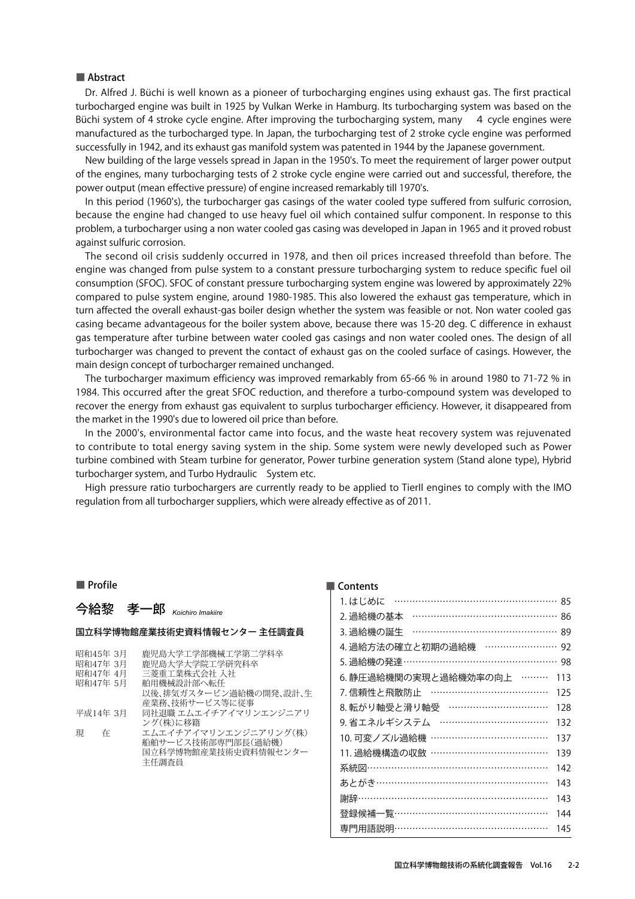## ■ Abstract

Dr. Alfred J. Büchi is well known as a pioneer of turbocharging engines using exhaust gas. The first practical turbocharged engine was built in 1925 by Vulkan Werke in Hamburg. Its turbocharging system was based on the Büchi system of 4 stroke cycle engine. After improving the turbocharging system, many 4 cycle engines were manufactured as the turbocharged type. In Japan, the turbocharging test of 2 stroke cycle engine was performed successfully in 1942, and its exhaust gas manifold system was patented in 1944 by the Japanese government.

New building of the large vessels spread in Japan in the 1950's. To meet the requirement of larger power output of the engines, many turbocharging tests of 2 stroke cycle engine were carried out and successful, therefore, the power output (mean effective pressure) of engine increased remarkably till 1970's.

In this period (1960's), the turbocharger gas casings of the water cooled type suffered from sulfuric corrosion, because the engine had changed to use heavy fuel oil which contained sulfur component. In response to this problem, a turbocharger using a non water cooled gas casing was developed in Japan in 1965 and it proved robust against sulfuric corrosion.

The second oil crisis suddenly occurred in 1978, and then oil prices increased threefold than before. The engine was changed from pulse system to a constant pressure turbocharging system to reduce specific fuel oil consumption (SFOC). SFOC of constant pressure turbocharging system engine was lowered by approximately 22% compared to pulse system engine, around 1980-1985. This also lowered the exhaust gas temperature, which in turn affected the overall exhaust-gas boiler design whether the system was feasible or not. Non water cooled gas casing became advantageous for the boiler system above, because there was 15-20 deg. C difference in exhaust gas temperature after turbine between water cooled gas casings and non water cooled ones. The design of all turbocharger was changed to prevent the contact of exhaust gas on the cooled surface of casings. However, the main design concept of turbocharger remained unchanged.

The turbocharger maximum efficiency was improved remarkably from 65-66 % in around 1980 to 71-72 % in 1984. This occurred after the great SFOC reduction, and therefore a turbo-compound system was developed to recover the energy from exhaust gas equivalent to surplus turbocharger efficiency. However, it disappeared from the market in the 1990's due to lowered oil price than before.

In the 2000's, environmental factor came into focus, and the waste heat recovery system was rejuvenated to contribute to total energy saving system in the ship. Some system were newly developed such as Power turbine combined with Steam turbine for generator, Power turbine generation system (Stand alone type), Hybrid turbocharger system, and Turbo Hydraulic System etc.

High pressure ratio turbochargers are currently ready to be applied to TierII engines to comply with the IMO regulation from all turbocharger suppliers, which were already effective as of 2011.

## ■ Profile

### 今給黎　孝一郎 *Koichiro Imakiire*

**国立科学博物館産業技術史資料情報センター 主任調査員**

| | |
|---|---|
| 昭和45年 3月 | 鹿児島大学工学部機械工学第二学科卒 |
| 昭和47年 3月 | 鹿児島大学大学院工学研究科卒 |
| 昭和47年 4月 | 三菱重工業株式会社 入社 |
| 昭和47年 5月 | 舶用機械設計部へ転任<br>以後、排気ガスタービン過給機の開発、設計、生産業務、技術サービス等に従事 |
| 平成14年 3月 | 同社退職 エムエイチアイマリンエンジニアリング(株)に移籍 |
| 現　在 | エムエイチアイマリンエンジニアリング(株)<br>船舶サービス技術部専門部長(過給機)<br>国立科学博物館産業技術史資料情報センター<br>主任調査員 |

## ■ Contents

| | |
|---|---|
| 1. はじめに | 85 |
| 2. 過給機の基本 | 86 |
| 3. 過給機の誕生 | 89 |
| 4. 過給方法の確立と初期の過給機 | 92 |
| 5. 過給機の発達 | 98 |
| 6. 静圧過給機関の実現と過給機効率の向上 | 113 |
| 7. 信頼性と飛散防止 | 125 |
| 8. 転がり軸受と滑り軸受 | 128 |
| 9. 省エネルギシステム | 132 |
| 10. 可変ノズル過給機 | 137 |
| 11. 過給機構造の収斂 | 139 |
| 系統図 | 142 |
| あとがき | 143 |
| 謝辞 | 143 |
| 登録候補一覧 | 144 |
| 専門用語説明 | 145 |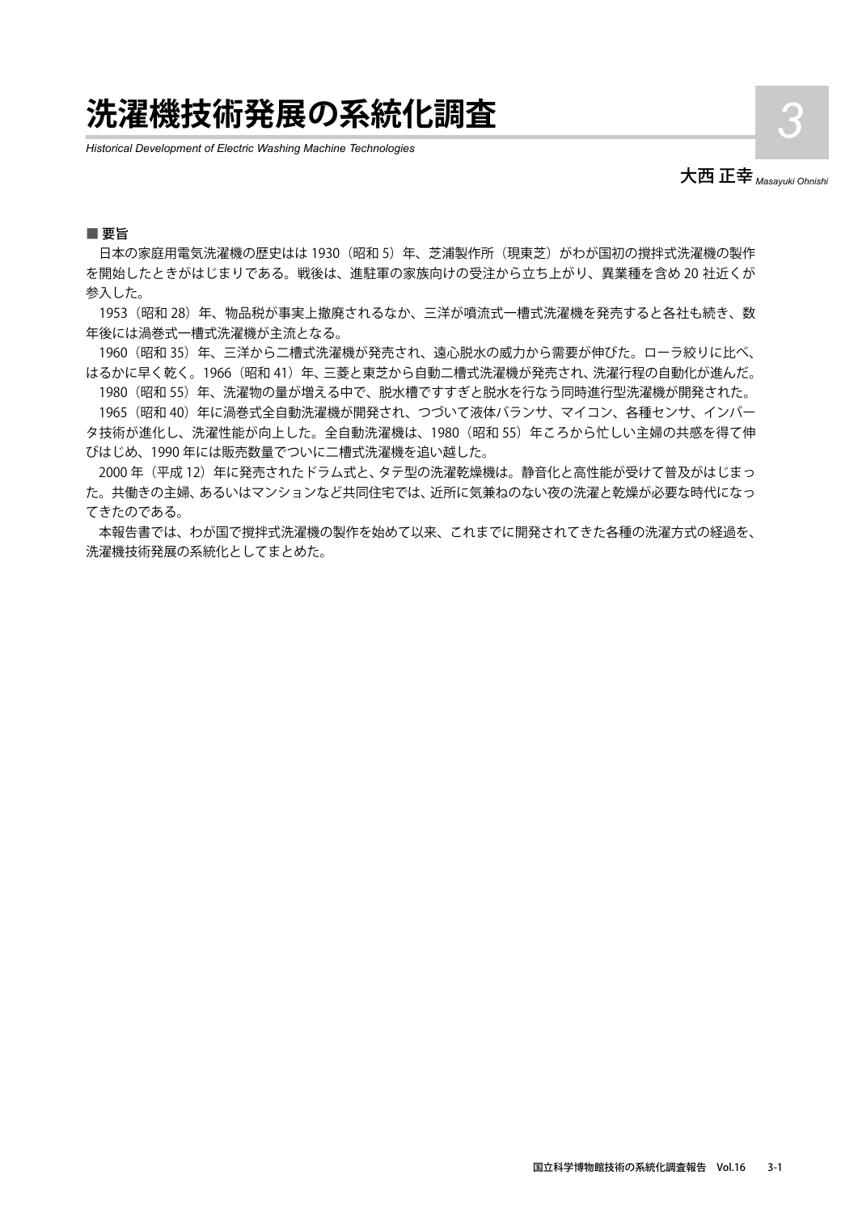# 洗濯機技術発展の系統化調査

*Historical Development of Electric Washing Machine Technologies*

3

大西 正幸 *Masayuki Ohnishi*

■ 要旨

日本の家庭用電気洗濯機の歴史はは 1930（昭和 5）年、芝浦製作所（現東芝）がわが国初の撹拌式洗濯機の製作を開始したときがはじまりである。戦後は、進駐軍の家族向けの受注から立ち上がり、異業種を含め 20 社近くが参入した。

1953（昭和 28）年、物品税が事実上撤廃されるなか、三洋が噴流式一槽式洗濯機を発売すると各社も続き、数年後には渦巻式一槽式洗濯機が主流となる。

1960（昭和 35）年、三洋から二槽式洗濯機が発売され、遠心脱水の威力から需要が伸びた。ローラ絞りに比べ、はるかに早く乾く。1966（昭和 41）年、三菱と東芝から自動二槽式洗濯機が発売され、洗濯行程の自動化が進んだ。

1980（昭和 55）年、洗濯物の量が増える中で、脱水槽ですすぎと脱水を行なう同時進行型洗濯機が開発された。

1965（昭和 40）年に渦巻式全自動洗濯機が開発され、つづいて液体バランサ、マイコン、各種センサ、インバータ技術が進化し、洗濯性能が向上した。全自動洗濯機は、1980（昭和 55）年ころから忙しい主婦の共感を得て伸びはじめ、1990 年には販売数量でついに二槽式洗濯機を追い越した。

2000 年（平成 12）年に発売されたドラム式と、タテ型の洗濯乾燥機は。静音化と高性能が受けて普及がはじまった。共働きの主婦、あるいはマンションなど共同住宅では、近所に気兼ねのない夜の洗濯と乾燥が必要な時代になってきたのである。

本報告書では、わが国で撹拌式洗濯機の製作を始めて以来、これまでに開発されてきた各種の洗濯方式の経過を、洗濯機技術発展の系統化としてまとめた。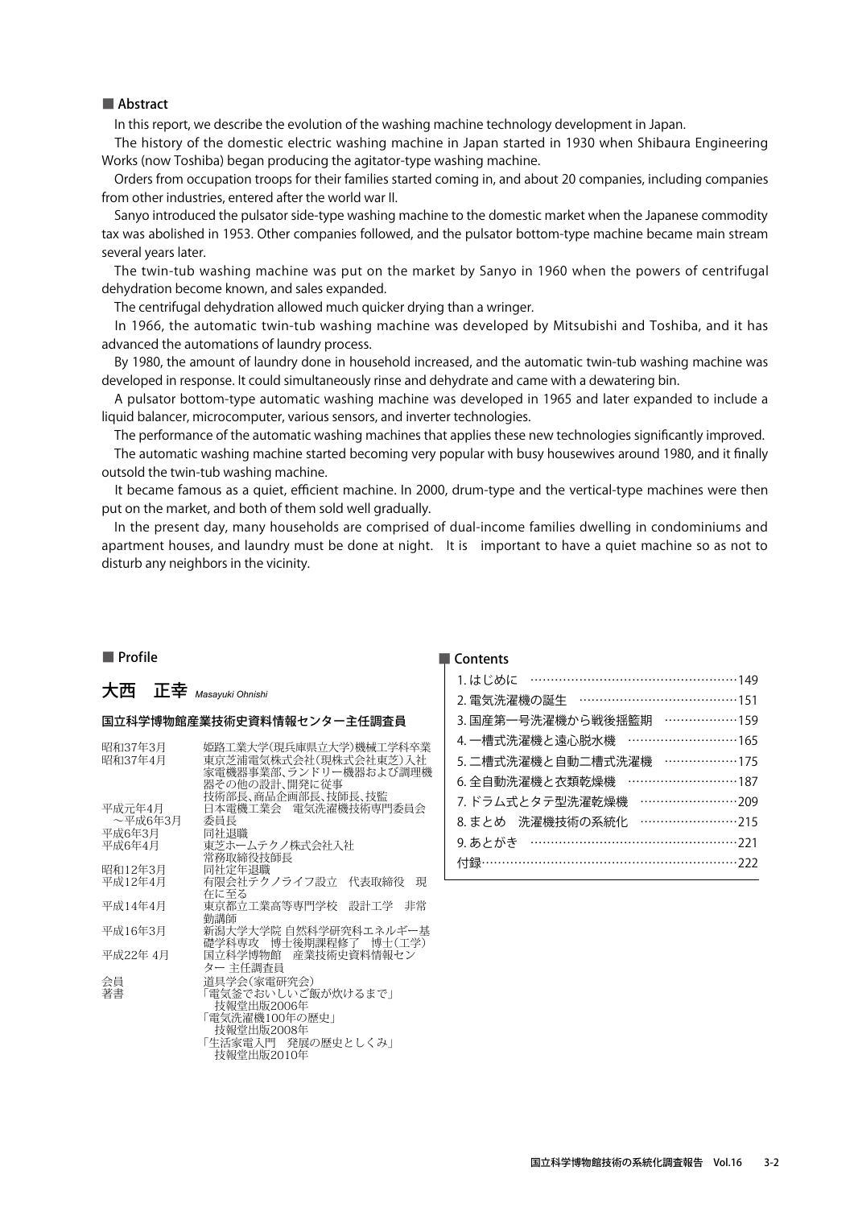## ■ Abstract

In this report, we describe the evolution of the washing machine technology development in Japan.

The history of the domestic electric washing machine in Japan started in 1930 when Shibaura Engineering Works (now Toshiba) began producing the agitator-type washing machine.

Orders from occupation troops for their families started coming in, and about 20 companies, including companies from other industries, entered after the world war II.

Sanyo introduced the pulsator side-type washing machine to the domestic market when the Japanese commodity tax was abolished in 1953. Other companies followed, and the pulsator bottom-type machine became main stream several years later.

The twin-tub washing machine was put on the market by Sanyo in 1960 when the powers of centrifugal dehydration become known, and sales expanded.

The centrifugal dehydration allowed much quicker drying than a wringer.

In 1966, the automatic twin-tub washing machine was developed by Mitsubishi and Toshiba, and it has advanced the automations of laundry process.

By 1980, the amount of laundry done in household increased, and the automatic twin-tub washing machine was developed in response. It could simultaneously rinse and dehydrate and came with a dewatering bin.

A pulsator bottom-type automatic washing machine was developed in 1965 and later expanded to include a liquid balancer, microcomputer, various sensors, and inverter technologies.

The performance of the automatic washing machines that applies these new technologies significantly improved.

The automatic washing machine started becoming very popular with busy housewives around 1980, and it finally outsold the twin-tub washing machine.

It became famous as a quiet, efficient machine. In 2000, drum-type and the vertical-type machines were then put on the market, and both of them sold well gradually.

In the present day, many households are comprised of dual-income families dwelling in condominiums and apartment houses, and laundry must be done at night. It is important to have a quiet machine so as not to disturb any neighbors in the vicinity.

## ■ Profile

**大西　正幸** *Masayuki Ohnishi*

**国立科学博物館産業技術史資料情報センター主任調査員**

| | |
|---|---|
| 昭和37年3月 | 姫路工業大学(現兵庫県立大学)機械工学科卒業 |
| 昭和37年4月 | 東京芝浦電気株式会社(現株式会社東芝)入社 家電機器事業部、ランドリー機器および調理機器その他の設計、開発に従事 技術部長、商品企画部長、技師長、技監 |
| 平成元年4月 〜平成6年3月 | 日本電機工業会　電気洗濯機技術専門委員会委員長 |
| 平成6年3月 | 同社退職 |
| 平成6年4月 | 東芝ホームテクノ株式会社入社 常務取締役技師長 |
| 昭和12年3月 | 同社定年退職 |
| 平成12年4月 | 有限会社テクノライフ設立　代表取締役　現在に至る |
| 平成14年4月 | 東京都立工業高等専門学校　設計工学　非常勤講師 |
| 平成16年3月 | 新潟大学大学院 自然科学研究科エネルギー基礎学科専攻　博士後期課程修了　博士(工学) |
| 平成22年 4月 | 国立科学博物館　産業技術史資料情報センター 主任調査員 |
| 会員 | 道具学会(家電研究会) |
| 著書 | 「電気釜でおいしいご飯が炊けるまで」 技報堂出版2006年 「電気洗濯機100年の歴史」 技報堂出版2008年 「生活家電入門　発展の歴史としくみ」 技報堂出版2010年 |

## ■ Contents

1. はじめに ……149
2. 電気洗濯機の誕生 ……151
3. 国産第一号洗濯機から戦後揺籃期 ……159
4. 一槽式洗濯機と遠心脱水機 ……165
5. 二槽式洗濯機と自動二槽式洗濯機 ……175
6. 全自動洗濯機と衣類乾燥機 ……187
7. ドラム式とタテ型洗濯乾燥機 ……209
8. まとめ　洗濯機技術の系統化 ……215
9. あとがき ……221

付録 ……222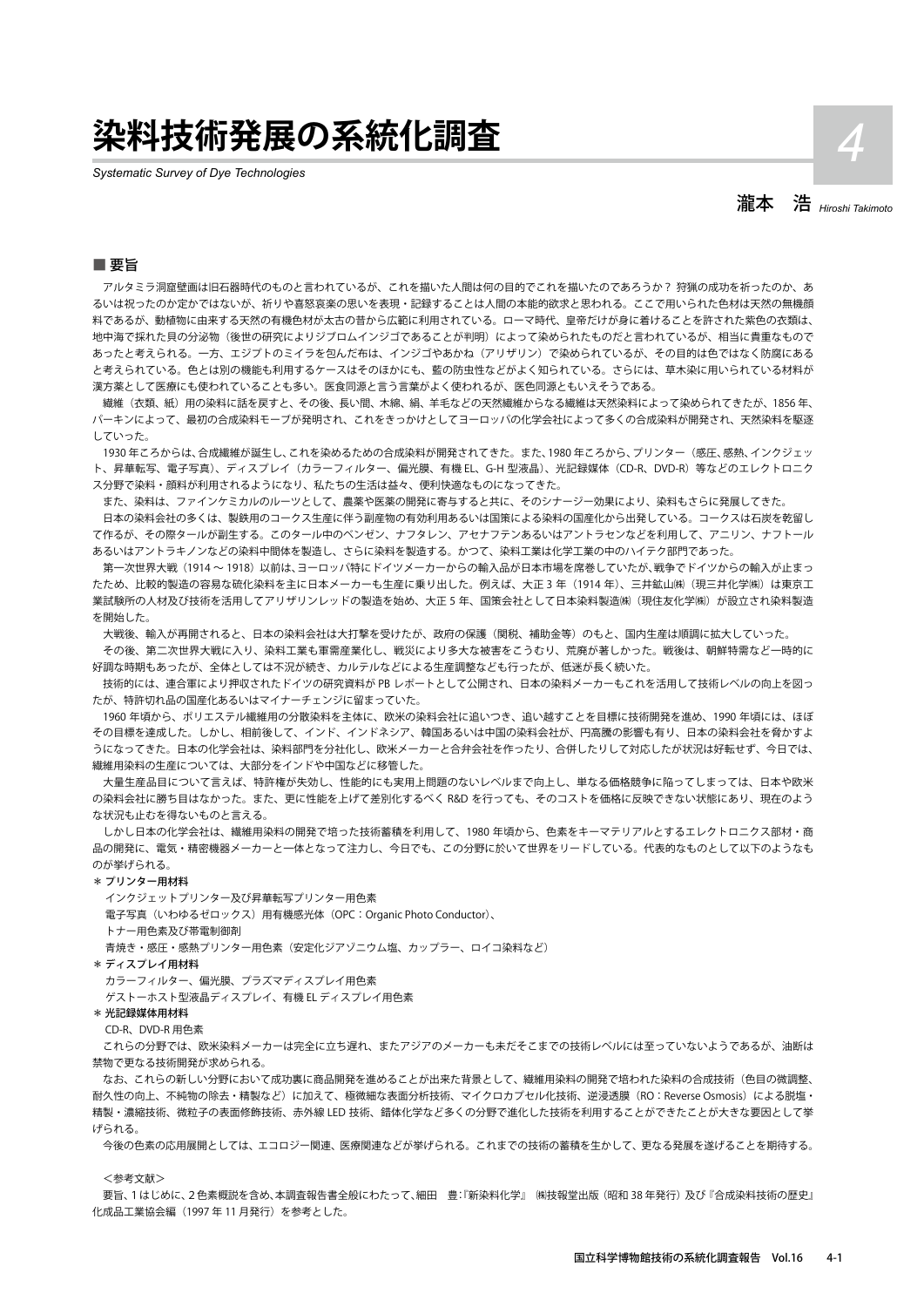# 染料技術発展の系統化調査

*Systematic Survey of Dye Technologies*

瀧本　浩 *Hiroshi Takimoto*

## ■ 要旨

アルタミラ洞窟壁画は旧石器時代のものと言われているが、これを描いた人間は何の目的でこれを描いたのであろうか？ 狩猟の成功を祈ったのか、あるいは祝ったのか定かではないが、祈りや喜怒哀楽の思いを表現・記録することは人間の本能的欲求と思われる。ここで用いられた色材は天然の無機顔料であるが、動植物に由来する天然の有機色材が太古の昔から広範に利用されている。ローマ時代、皇帝だけが身に着けることを許された紫色の衣類は、地中海で採れた貝の分泌物（後世の研究によりジブロムインジゴであることが判明）によって染められたものだと言われているが、相当に貴重なものであったと考えられる。一方、エジプトのミイラを包んだ布は、インジゴやあかね（アリザリン）で染められているが、その目的は色ではなく防腐にあると考えられている。色とは別の機能も利用するケースはそのほかにも、藍の防虫性などがよく知られている。さらには、草木染に用いられている材料が漢方薬として医療にも使われていることも多い。医食同源と言う言葉がよく使われるが、医色同源ともいえそうである。

繊維（衣類、紙）用の染料に話を戻すと、その後、長い間、木綿、絹、羊毛などの天然繊維からなる繊維は天然染料によって染められてきたが、1856 年、パーキンによって、最初の合成染料モーブが発明され、これをきっかけとしてヨーロッパの化学会社によって多くの合成染料が開発され、天然染料を駆逐していった。

1930 年ころからは、合成繊維が誕生し、これを染めるための合成染料が開発されてきた。また、1980 年ころから、プリンター（感圧、感熱、インクジェット、昇華転写、電子写真）、ディスプレイ（カラーフィルター、偏光膜、有機 EL、G-H 型液晶）、光記録媒体（CD-R、DVD-R）等などのエレクトロニクス分野で染料・顔料が利用されるようになり、私たちの生活は益々、便利快適なものになってきた。

また、染料は、ファインケミカルのルーツとして、農薬や医薬の開発に寄与すると共に、そのシナージー効果により、染料もさらに発展してきた。

日本の染料会社の多くは、製鉄用のコークス生産に伴う副産物の有効利用あるいは国策による染料の国産化から出発している。コークスは石炭を乾留して作るが、その際タールが副生する。このタール中のベンゼン、ナフタレン、アセナフテンあるいはアントラセンなどを利用して、アニリン、ナフトールあるいはアントラキノンなどの染料中間体を製造し、さらに染料を製造する。かつて、染料工業は化学工業の中のハイテク部門であった。

第一次世界大戦（1914 ～ 1918）以前は、ヨーロッパ特にドイツメーカーからの輸入品が日本市場を席巻していたが、戦争でドイツからの輸入が止まったため、比較的製造の容易な硫化染料を主に日本メーカーも生産に乗り出した。例えば、大正 3 年（1914 年）、三井鉱山㈱（現三井化学㈱）は東京工業試験所の人材及び技術を活用してアリザリンレッドの製造を始め、大正 5 年、国策会社として日本染料製造㈱（現住友化学㈱）が設立され染料製造を開始した。

大戦後、輸入が再開されると、日本の染料会社は大打撃を受けたが、政府の保護（関税、補助金等）のもと、国内生産は順調に拡大していった。

その後、第二次世界大戦に入り、染料工業も軍需産業化し、戦災により多大な被害をこうむり、荒廃が著しかった。戦後は、朝鮮特需など一時的に好調な時期もあったが、全体としては不況が続き、カルテルなどによる生産調整なども行ったが、低迷が長く続いた。

技術的には、連合軍により押収されたドイツの研究資料が PB レポートとして公開され、日本の染料メーカーもこれを活用して技術レベルの向上を図ったが、特許切れ品の国産化あるいはマイナーチェンジに留まっていた。

1960 年頃から、ポリエステル繊維用の分散染料を主体に、欧米の染料会社に追いつき、追い越すことを目標に技術開発を進め、1990 年頃には、ほぼその目標を達成した。しかし、相前後して、インド、インドネシア、韓国あるいは中国の染料会社が、円高騰の影響も有り、日本の染料会社を脅かすようになってきた。日本の化学会社は、染料部門を分社化し、欧米メーカーと合弁会社を作ったり、合併したりして対応したが状況は好転せず、今日では、繊維用染料の生産については、大部分をインドや中国などに移管した。

大量生産品目について言えば、特許権が失効し、性能的にも実用上問題のないレベルまで向上し、単なる価格競争に陥ってしまっては、日本や欧米の染料会社に勝ち目はなかった。また、更に性能を上げて差別化するべく R&D を行っても、そのコストを価格に反映できない状態にあり、現在のような状況も止むを得ないものと言える。

しかし日本の化学会社は、繊維用染料の開発で培った技術蓄積を利用して、1980 年頃から、色素をキーマテリアルとするエレクトロニクス部材・商品の開発に、電気・精密機器メーカーと一体となって注力し、今日でも、この分野に於いて世界をリードしている。代表的なものとして以下のようなものが挙げられる。

**＊ プリンター用材料**

インクジェットプリンター及び昇華転写プリンター用色素

電子写真（いわゆるゼロックス）用有機感光体（OPC：Organic Photo Conductor)、

トナー用色素及び帯電制御剤

青焼き・感圧・感熱プリンター用色素（安定化ジアゾニウム塩、カップラー、ロイコ染料など）

**＊ ディスプレイ用材料**

カラーフィルター、偏光膜、プラズマディスプレイ用色素

ゲストーホスト型液晶ディスプレイ、有機 EL ディスプレイ用色素

**＊ 光記録媒体用材料**

CD-R、DVD-R 用色素

これらの分野では、欧米染料メーカーは完全に立ち遅れ、またアジアのメーカーも未だそこまでの技術レベルには至っていないようであるが、油断は禁物で更なる技術開発が求められる。

なお、これらの新しい分野において成功裏に商品開発を進めることが出来た背景として、繊維用染料の開発で培われた染料の合成技術（色目の微調整、耐久性の向上、不純物の除去・精製など）に加えて、極微細な表面分析技術、マイクロカプセル化技術、逆浸透膜（RO：Reverse Osmosis）による脱塩・精製・濃縮技術、微粒子の表面修飾技術、赤外線 LED 技術、錯体化学など多くの分野で進化した技術を利用することができたことが大きな要因として挙げられる。

今後の色素の応用展開としては、エコロジー関連、医療関連などが挙げられる。これまでの技術の蓄積を生かして、更なる発展を遂げることを期待する。

＜参考文献＞

要旨、1 はじめに、2 色素概説を含め、本調査報告書全般にわたって、細田　豊：『新染料化学』 ㈱技報堂出版（昭和 38 年発行）及び『合成染料技術の歴史』化成品工業協会編（1997 年 11 月発行）を参考とした。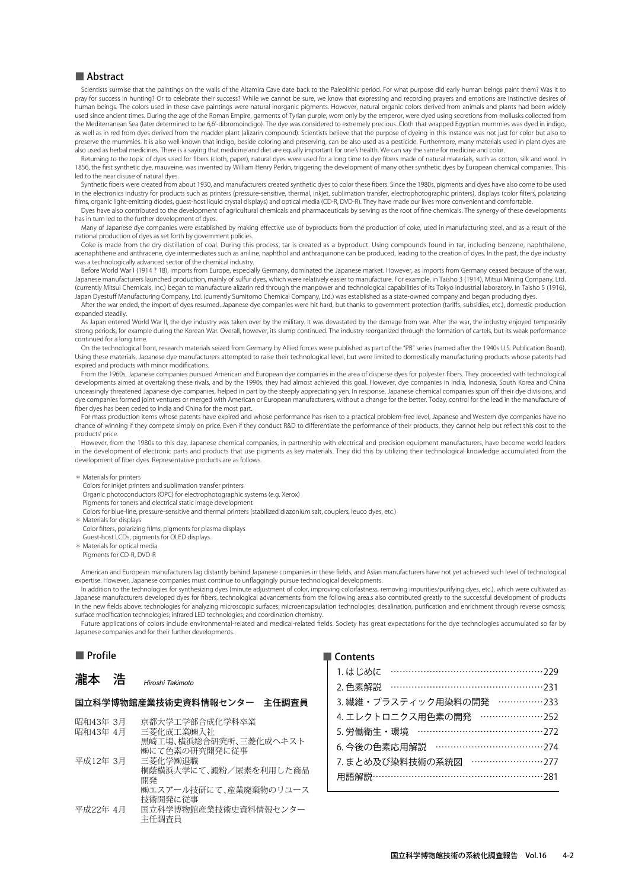## ■ Abstract

Scientists surmise that the paintings on the walls of the Altamira Cave date back to the Paleolithic period. For what purpose did early human beings paint them? Was it to pray for success in hunting? Or to celebrate their success? While we cannot be sure, we know that expressing and recording prayers and emotions are instinctive desires of human beings. The colors used in these cave paintings were natural inorganic pigments. However, natural organic colors derived from animals and plants had been widely used since ancient times. During the age of the Roman Empire, garments of Tyrian purple, worn only by the emperor, were dyed using secretions from mollusks collected from the Mediterranean Sea (later determined to be 6,6'-dibromoindigo). The dye was considered to extremely precious. Cloth that wrapped Egyptian mummies was dyed in indigo, as well as in red from dyes derived from the madder plant (alizarin compound). Scientists believe that the purpose of dyeing in this instance was not just for color but also to preserve the mummies. It is also well-known that indigo, beside coloring and preserving, can be also used as a pesticide. Furthermore, many materials used in plant dyes are also used as herbal medicines. There is a saying that medicine and diet are equally important for one's health. We can say the same for medicine and color.

Returning to the topic of dyes used for fibers (cloth, paper), natural dyes were used for a long time to dye fibers made of natural materials, such as cotton, silk and wool. In 1856, the first synthetic dye, mauveine, was invented by William Henry Perkin, triggering the development of many other synthetic dyes by European chemical companies. This led to the near disuse of natural dyes.

Synthetic fibers were created from about 1930, and manufacturers created synthetic dyes to color these fibers. Since the 1980s, pigments and dyes have also come to be used in the electronics industry for products such as printers (pressure-sensitive, thermal, inkjet, sublimation transfer, electrophotographic printers), displays (color filters, polarizing films, organic light-emitting diodes, guest-host liquid crystal displays) and optical media (CD-R, DVD-R). They have made our lives more convenient and comfortable.

Dyes have also contributed to the development of agricultural chemicals and pharmaceuticals by serving as the root of fine chemicals. The synergy of these developments has in turn led to the further development of dyes.

Many of Japanese dye companies were established by making effective use of byproducts from the production of coke, used in manufacturing steel, and as a result of the national production of dyes as set forth by government policies.

Coke is made from the dry distillation of coal. During this process, tar is created as a byproduct. Using compounds found in tar, including benzene, naphthalene, acenaphthene and anthracene, dye intermediates such as aniline, naphthol and anthraquinone can be produced, leading to the creation of dyes. In the past, the dye industry was a technologically advanced sector of the chemical industry.

Before World War I (1914 ? 18), imports from Europe, especially Germany, dominated the Japanese market. However, as imports from Germany ceased because of the war, Japanese manufacturers launched production, mainly of sulfur dyes, which were relatively easier to manufacture. For example, in Taisho 3 (1914), Mitsui Mining Company, Ltd. (currently Mitsui Chemicals, Inc.) began to manufacture alizarin red through the manpower and technological capabilities of its Tokyo industrial laboratory. In Taisho 5 (1916), Japan Dyestuff Manufacturing Company, Ltd. (currently Sumitomo Chemical Company, Ltd.) was established as a state-owned company and began producing dyes.

After the war ended, the import of dyes resumed. Japanese dye companies were hit hard, but thanks to government protection (tariffs, subsidies, etc.), domestic production expanded steadily.

As Japan entered World War II, the dye industry was taken over by the military. It was devastated by the damage from the war. After the war, the industry enjoyed temporarily strong periods, for example during the Korean War. Overall, however, its slump continued. The industry reorganized through the formation of cartels, but its weak performance continued for a long time.

On the technological front, research materials seized from Germany by Allied forces were published as part of the "PB" series (named after the 1940s U.S. Publication Board). Using these materials, Japanese dye manufacturers attempted to raise their technological level, but were limited to domestically manufacturing products whose patents had expired and products with minor modifications.

From the 1960s, Japanese companies pursued American and European dye companies in the area of disperse dyes for polyester fibers. They proceeded with technological developments aimed at overtaking these rivals, and by the 1990s, they had almost achieved this goal. However, dye companies in India, Indonesia, South Korea and China unceasingly threatened Japanese dye companies, helped in part by the steeply appreciating yen. In response, Japanese chemical companies spun off their dye divisions, and dye companies formed joint ventures or merged with American or European manufacturers, without a change for the better. Today, control for the lead in the manufacture of fiber dyes has been ceded to India and China for the most part.

For mass production items whose patents have expired and whose performance has risen to a practical problem-free level, Japanese and Western dye companies have no chance of winning if they compete simply on price. Even if they conduct R&D to differentiate the performance of their products, they cannot help but reflect this cost to the products' price.

However, from the 1980s to this day, Japanese chemical companies, in partnership with electrical and precision equipment manufacturers, have become world leaders in the development of electronic parts and products that use pigments as key materials. They did this by utilizing their technological knowledge accumulated from the development of fiber dyes. Representative products are as follows.

＊ Materials for printers
  Colors for inkjet printers and sublimation transfer printers
  Organic photoconductors (OPC) for electrophotographic systems (e.g. Xerox)
  Pigments for toners and electrical static image development
  Colors for blue-line, pressure-sensitive and thermal printers (stabilized diazonium salt, couplers, leuco dyes, etc.)
＊ Materials for displays
  Color filters, polarizing films, pigments for plasma displays
  Guest-host LCDs, pigments for OLED displays
＊ Materials for optical media
  Pigments for CD-R, DVD-R

American and European manufacturers lag distantly behind Japanese companies in these fields, and Asian manufacturers have not yet achieved such level of technological expertise. However, Japanese companies must continue to unflaggingly pursue technological developments.

In addition to the technologies for synthesizing dyes (minute adjustment of color, improving colorfastness, removing impurities/purifying dyes, etc.), which were cultivated as Japanese manufacturers developed dyes for fibers, technological advancements from the following area.s also contributed greatly to the successful development of products in the new fields above: technologies for analyzing microscopic surfaces; microencapsulation technologies; desalination, purification and enrichment through reverse osmosis; surface modification technologies; infrared LED technologies; and coordination chemistry.

Future applications of colors include environmental-related and medical-related fields. Society has great expectations for the dye technologies accumulated so far by Japanese companies and for their further developments.

## ■ Profile

**瀧本　浩**　*Hiroshi Takimoto*

**国立科学博物館産業技術史資料情報センター　主任調査員**

| | |
|---|---|
| 昭和43年 3月 | 京都大学工学部合成化学科卒業 |
| 昭和43年 4月 | 三菱化成工業㈱入社<br>黒崎工場、横浜総合研究所、三菱化成ヘキスト㈱にて色素の研究開発に従事 |
| 平成12年 3月 | 三菱化学㈱退職<br>桐蔭横浜大学にて、澱粉／尿素を利用した商品開発<br>㈱エスアール技研にて、産業廃棄物のリユース技術開発に従事 |
| 平成22年 4月 | 国立科学博物館産業技術史資料情報センター主任調査員 |

## ■ Contents

1. はじめに ……………………………………………229
2. 色素解説 ……………………………………………231
3. 繊維・プラスティック用染料の開発 ……………233
4. エレクトロニクス用色素の開発 …………………252
5. 労働衛生・環境 ……………………………………272
6. 今後の色素応用解説 ………………………………274
7. まとめ及び染料技術の系統図 ……………………277

用語解説…………………………………………………281